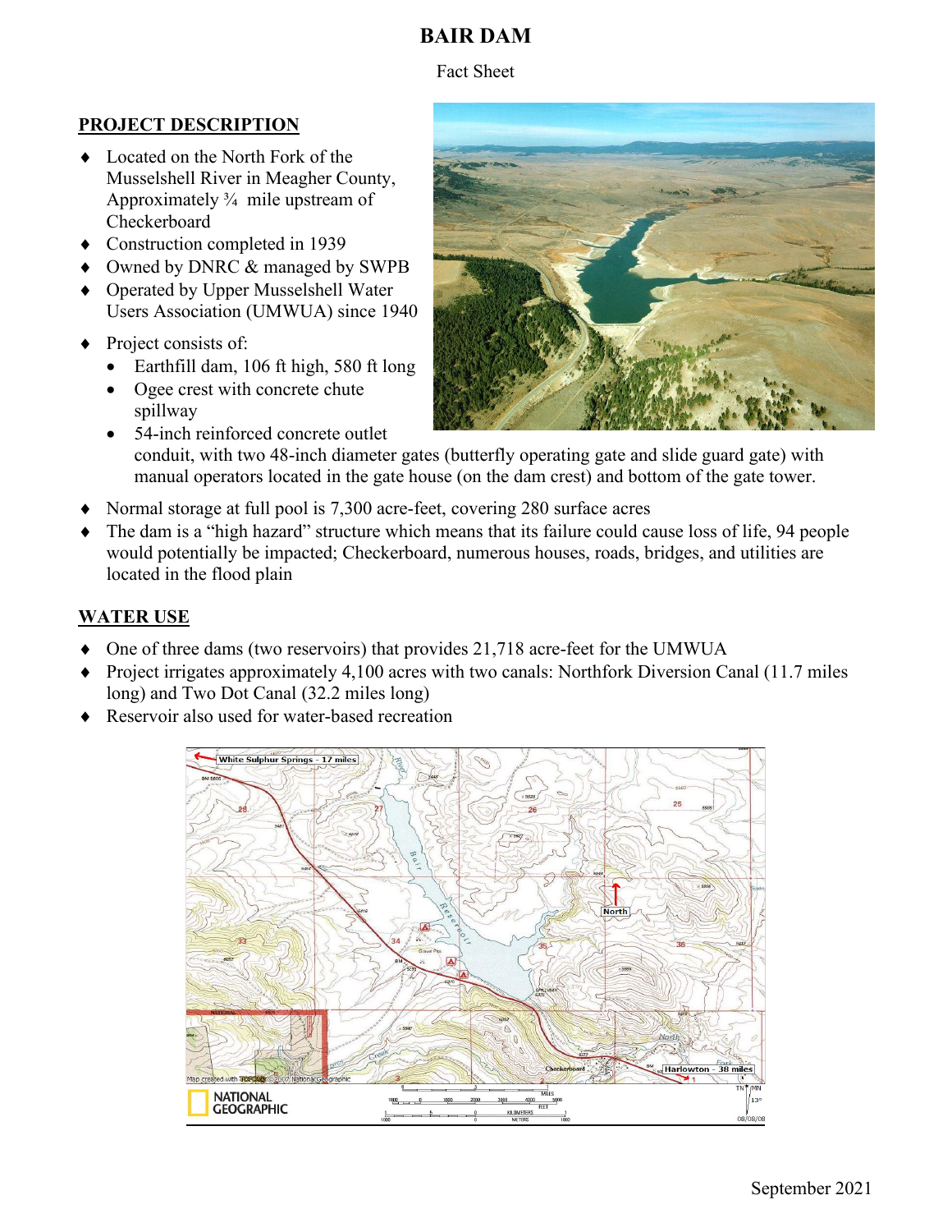# BAIR DAM

Fact Sheet

## PROJECT DESCRIPTION

- Located on the North Fork of the Musselshell River in Meagher County, Approximately ¾ mile upstream of Checkerboard
- Construction completed in 1939
- Owned by DNRC & managed by SWPB
- Operated by Upper Musselshell Water Users Association (UMWUA) since 1940
- Project consists of:
  - Earthfill dam, 106 ft high, 580 ft long
  - Ogee crest with concrete chute spillway
  - 54-inch reinforced concrete outlet conduit, with two 48-inch diameter gates (butterfly operating gate and slide guard gate) with manual operators located in the gate house (on the dam crest) and bottom of the gate tower.
- Normal storage at full pool is 7,300 acre-feet, covering 280 surface acres
- The dam is a "high hazard" structure which means that its failure could cause loss of life, 94 people would potentially be impacted; Checkerboard, numerous houses, roads, bridges, and utilities are located in the flood plain

## WATER USE

- One of three dams (two reservoirs) that provides 21,718 acre-feet for the UMWUA
- Project irrigates approximately 4,100 acres with two canals: Northfork Diversion Canal (11.7 miles long) and Two Dot Canal (32.2 miles long)
- Reservoir also used for water-based recreation

September 2021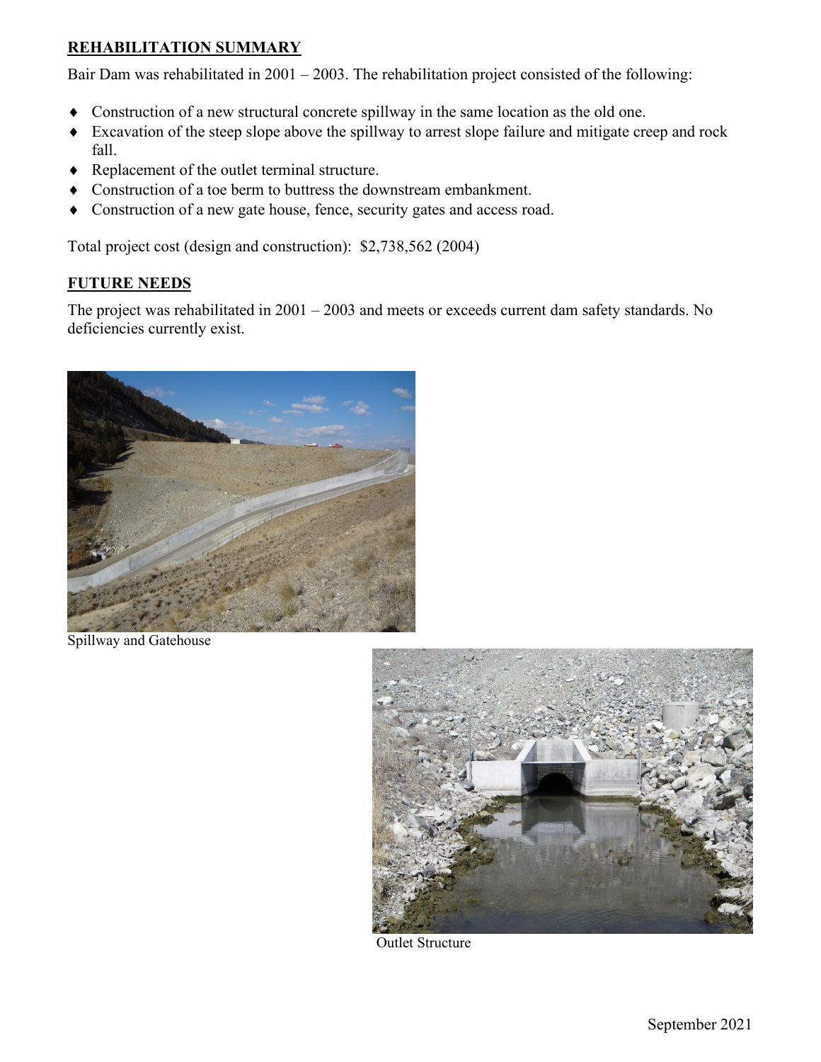## REHABILITATION SUMMARY

Bair Dam was rehabilitated in 2001 – 2003. The rehabilitation project consisted of the following:

- Construction of a new structural concrete spillway in the same location as the old one.
- Excavation of the steep slope above the spillway to arrest slope failure and mitigate creep and rock fall.
- Replacement of the outlet terminal structure.
- Construction of a toe berm to buttress the downstream embankment.
- Construction of a new gate house, fence, security gates and access road.

Total project cost (design and construction): $2,738,562 (2004)

## FUTURE NEEDS

The project was rehabilitated in 2001 – 2003 and meets or exceeds current dam safety standards. No deficiencies currently exist.

Spillway and Gatehouse

Outlet Structure

September 2021